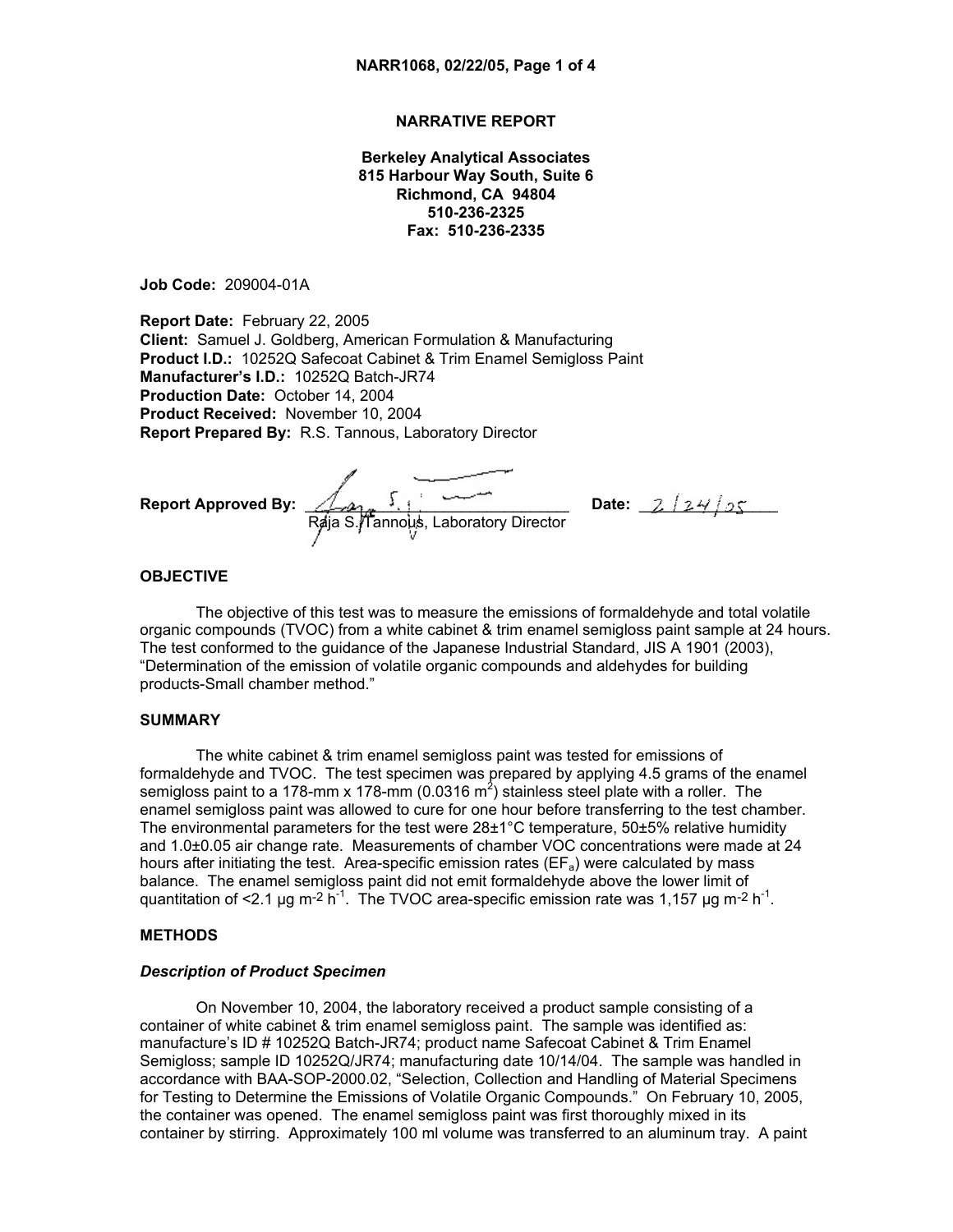# NARRATIVE REPORT

**Berkeley Analytical Associates**
**815 Harbour Way South, Suite 6**
**Richmond, CA 94804**
**510-236-2325**
**Fax: 510-236-2335**

**Job Code:** 209004-01A

**Report Date:** February 22, 2005
**Client:** Samuel J. Goldberg, American Formulation & Manufacturing
**Product I.D.:** 10252Q Safecoat Cabinet & Trim Enamel Semigloss Paint
**Manufacturer's I.D.:** 10252Q Batch-JR74
**Production Date:** October 14, 2004
**Product Received:** November 10, 2004
**Report Prepared By:** R.S. Tannous, Laboratory Director

**Report Approved By:** ______________________ **Date:** 2/24/05
Raja S. Tannous, Laboratory Director

## OBJECTIVE

The objective of this test was to measure the emissions of formaldehyde and total volatile organic compounds (TVOC) from a white cabinet & trim enamel semigloss paint sample at 24 hours. The test conformed to the guidance of the Japanese Industrial Standard, JIS A 1901 (2003), "Determination of the emission of volatile organic compounds and aldehydes for building products-Small chamber method."

## SUMMARY

The white cabinet & trim enamel semigloss paint was tested for emissions of formaldehyde and TVOC. The test specimen was prepared by applying 4.5 grams of the enamel semigloss paint to a 178-mm x 178-mm (0.0316 $m^2$) stainless steel plate with a roller. The enamel semigloss paint was allowed to cure for one hour before transferring to the test chamber. The environmental parameters for the test were 28±1°C temperature, 50±5% relative humidity and 1.0±0.05 air change rate. Measurements of chamber VOC concentrations were made at 24 hours after initiating the test. Area-specific emission rates ($EF_a$) were calculated by mass balance. The enamel semigloss paint did not emit formaldehyde above the lower limit of quantitation of <2.1 µg $m^{-2}$ $h^{-1}$. The TVOC area-specific emission rate was 1,157 µg $m^{-2}$ $h^{-1}$.

## METHODS

### *Description of Product Specimen*

On November 10, 2004, the laboratory received a product sample consisting of a container of white cabinet & trim enamel semigloss paint. The sample was identified as: manufacture's ID # 10252Q Batch-JR74; product name Safecoat Cabinet & Trim Enamel Semigloss; sample ID 10252Q/JR74; manufacturing date 10/14/04. The sample was handled in accordance with BAA-SOP-2000.02, "Selection, Collection and Handling of Material Specimens for Testing to Determine the Emissions of Volatile Organic Compounds." On February 10, 2005, the container was opened. The enamel semigloss paint was first thoroughly mixed in its container by stirring. Approximately 100 ml volume was transferred to an aluminum tray. A paint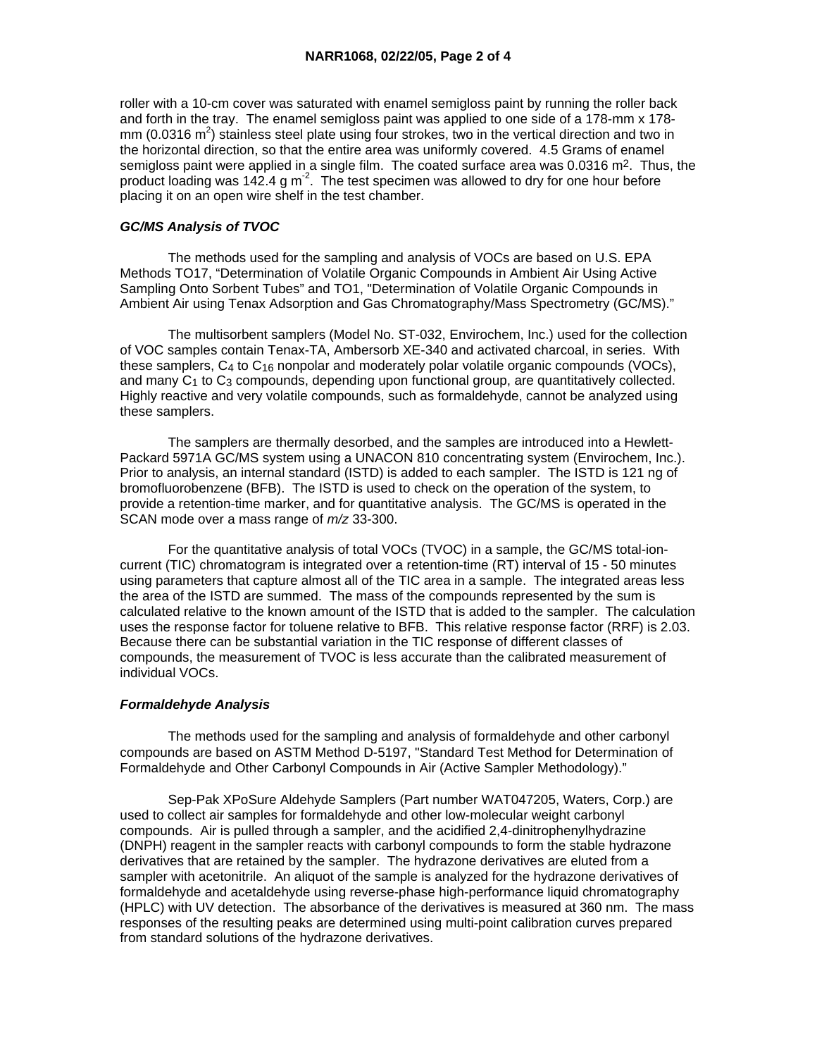roller with a 10-cm cover was saturated with enamel semigloss paint by running the roller back and forth in the tray. The enamel semigloss paint was applied to one side of a 178-mm x 178-mm (0.0316 $m^2$) stainless steel plate using four strokes, two in the vertical direction and two in the horizontal direction, so that the entire area was uniformly covered. 4.5 Grams of enamel semigloss paint were applied in a single film. The coated surface area was 0.0316 $m^2$. Thus, the product loading was 142.4 g $m^{-2}$. The test specimen was allowed to dry for one hour before placing it on an open wire shelf in the test chamber.

### *GC/MS Analysis of TVOC*

The methods used for the sampling and analysis of VOCs are based on U.S. EPA Methods TO17, "Determination of Volatile Organic Compounds in Ambient Air Using Active Sampling Onto Sorbent Tubes" and TO1, "Determination of Volatile Organic Compounds in Ambient Air using Tenax Adsorption and Gas Chromatography/Mass Spectrometry (GC/MS)."

The multisorbent samplers (Model No. ST-032, Envirochem, Inc.) used for the collection of VOC samples contain Tenax-TA, Ambersorb XE-340 and activated charcoal, in series. With these samplers, $C_4$ to $C_{16}$ nonpolar and moderately polar volatile organic compounds (VOCs), and many $C_1$ to $C_3$ compounds, depending upon functional group, are quantitatively collected. Highly reactive and very volatile compounds, such as formaldehyde, cannot be analyzed using these samplers.

The samplers are thermally desorbed, and the samples are introduced into a Hewlett-Packard 5971A GC/MS system using a UNACON 810 concentrating system (Envirochem, Inc.). Prior to analysis, an internal standard (ISTD) is added to each sampler. The ISTD is 121 ng of bromofluorobenzene (BFB). The ISTD is used to check on the operation of the system, to provide a retention-time marker, and for quantitative analysis. The GC/MS is operated in the SCAN mode over a mass range of *m/z* 33-300.

For the quantitative analysis of total VOCs (TVOC) in a sample, the GC/MS total-ion-current (TIC) chromatogram is integrated over a retention-time (RT) interval of 15 - 50 minutes using parameters that capture almost all of the TIC area in a sample. The integrated areas less the area of the ISTD are summed. The mass of the compounds represented by the sum is calculated relative to the known amount of the ISTD that is added to the sampler. The calculation uses the response factor for toluene relative to BFB. This relative response factor (RRF) is 2.03. Because there can be substantial variation in the TIC response of different classes of compounds, the measurement of TVOC is less accurate than the calibrated measurement of individual VOCs.

### *Formaldehyde Analysis*

The methods used for the sampling and analysis of formaldehyde and other carbonyl compounds are based on ASTM Method D-5197, "Standard Test Method for Determination of Formaldehyde and Other Carbonyl Compounds in Air (Active Sampler Methodology)."

Sep-Pak XPoSure Aldehyde Samplers (Part number WAT047205, Waters, Corp.) are used to collect air samples for formaldehyde and other low-molecular weight carbonyl compounds. Air is pulled through a sampler, and the acidified 2,4-dinitrophenylhydrazine (DNPH) reagent in the sampler reacts with carbonyl compounds to form the stable hydrazone derivatives that are retained by the sampler. The hydrazone derivatives are eluted from a sampler with acetonitrile. An aliquot of the sample is analyzed for the hydrazone derivatives of formaldehyde and acetaldehyde using reverse-phase high-performance liquid chromatography (HPLC) with UV detection. The absorbance of the derivatives is measured at 360 nm. The mass responses of the resulting peaks are determined using multi-point calibration curves prepared from standard solutions of the hydrazone derivatives.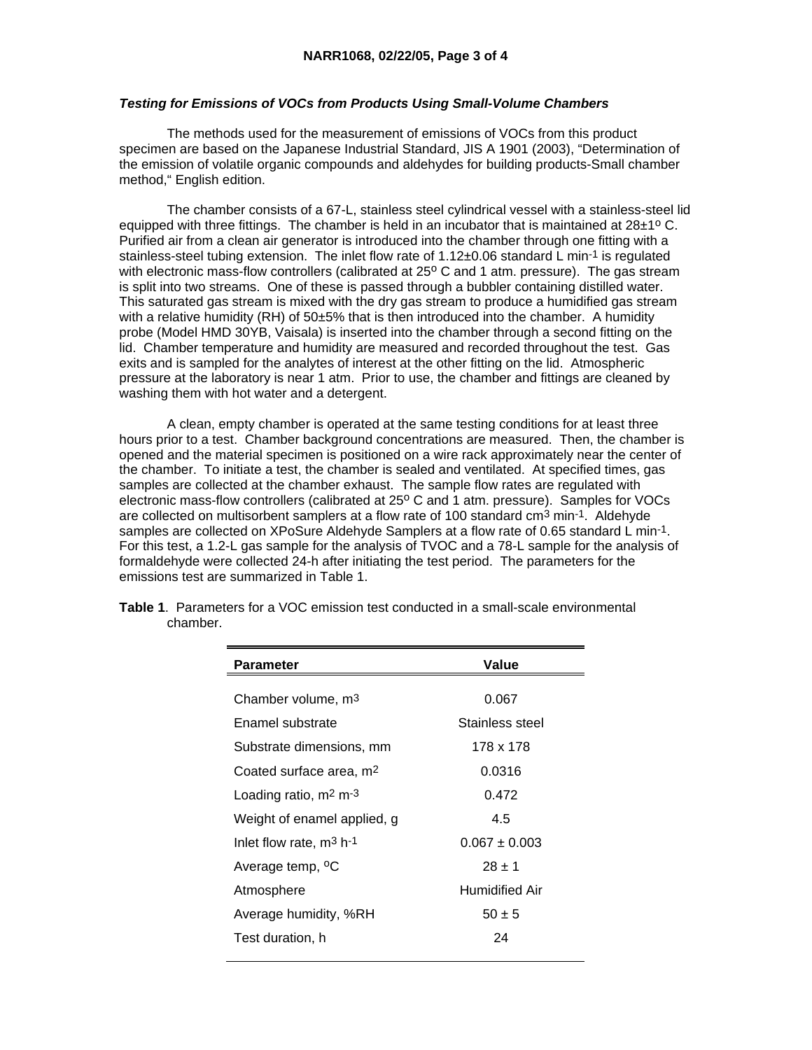***Testing for Emissions of VOCs from Products Using Small-Volume Chambers***

The methods used for the measurement of emissions of VOCs from this product specimen are based on the Japanese Industrial Standard, JIS A 1901 (2003), "Determination of the emission of volatile organic compounds and aldehydes for building products-Small chamber method," English edition.

The chamber consists of a 67-L, stainless steel cylindrical vessel with a stainless-steel lid equipped with three fittings. The chamber is held in an incubator that is maintained at 28±1º C. Purified air from a clean air generator is introduced into the chamber through one fitting with a stainless-steel tubing extension. The inlet flow rate of 1.12±0.06 standard L $min^{-1}$ is regulated with electronic mass-flow controllers (calibrated at 25º C and 1 atm. pressure). The gas stream is split into two streams. One of these is passed through a bubbler containing distilled water. This saturated gas stream is mixed with the dry gas stream to produce a humidified gas stream with a relative humidity (RH) of 50±5% that is then introduced into the chamber. A humidity probe (Model HMD 30YB, Vaisala) is inserted into the chamber through a second fitting on the lid. Chamber temperature and humidity are measured and recorded throughout the test. Gas exits and is sampled for the analytes of interest at the other fitting on the lid. Atmospheric pressure at the laboratory is near 1 atm. Prior to use, the chamber and fittings are cleaned by washing them with hot water and a detergent.

A clean, empty chamber is operated at the same testing conditions for at least three hours prior to a test. Chamber background concentrations are measured. Then, the chamber is opened and the material specimen is positioned on a wire rack approximately near the center of the chamber. To initiate a test, the chamber is sealed and ventilated. At specified times, gas samples are collected at the chamber exhaust. The sample flow rates are regulated with electronic mass-flow controllers (calibrated at 25º C and 1 atm. pressure). Samples for VOCs are collected on multisorbent samplers at a flow rate of 100 standard $cm^3$ $min^{-1}$. Aldehyde samples are collected on XPoSure Aldehyde Samplers at a flow rate of 0.65 standard L $min^{-1}$. For this test, a 1.2-L gas sample for the analysis of TVOC and a 78-L sample for the analysis of formaldehyde were collected 24-h after initiating the test period. The parameters for the emissions test are summarized in Table 1.

**Table 1**. Parameters for a VOC emission test conducted in a small-scale environmental chamber.

| Parameter | Value |
|---|---|
| Chamber volume, $m^3$ | 0.067 |
| Enamel substrate | Stainless steel |
| Substrate dimensions, mm | 178 x 178 |
| Coated surface area, $m^2$ | 0.0316 |
| Loading ratio, $m^2$ $m^{-3}$ | 0.472 |
| Weight of enamel applied, g | 4.5 |
| Inlet flow rate, $m^3$ $h^{-1}$ | 0.067 ± 0.003 |
| Average temp, ºC | 28 ± 1 |
| Atmosphere | Humidified Air |
| Average humidity, %RH | 50 ± 5 |
| Test duration, h | 24 |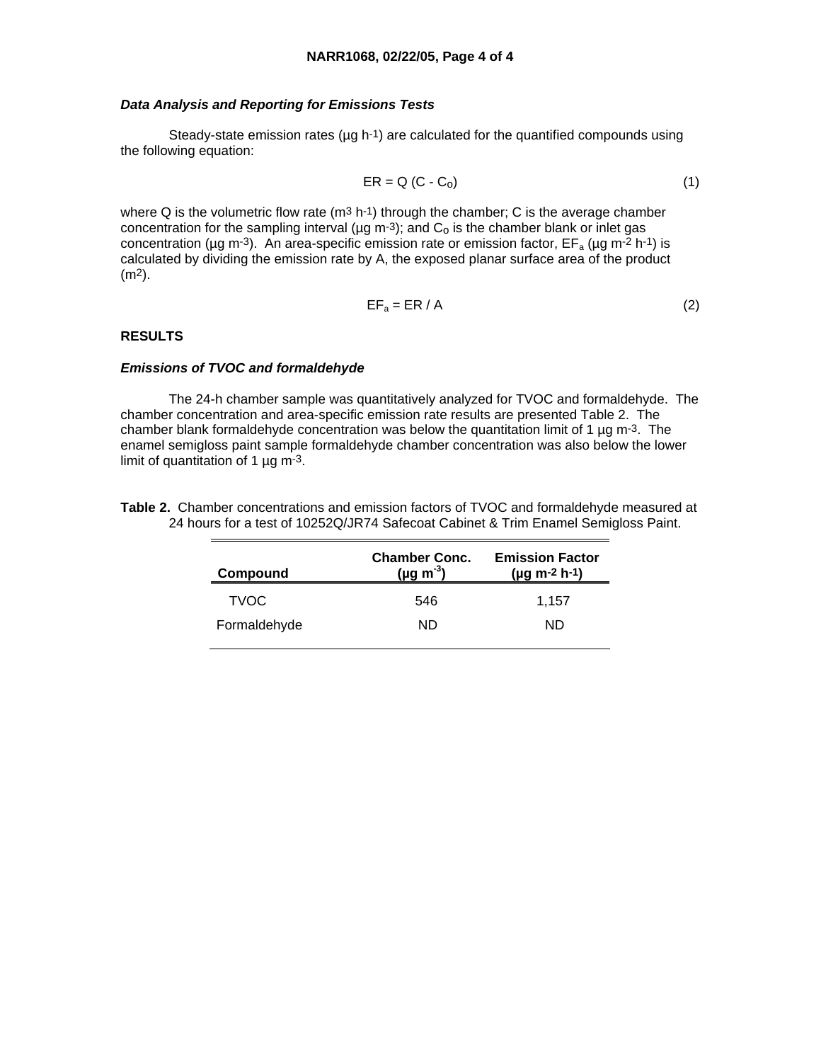### *Data Analysis and Reporting for Emissions Tests*

Steady-state emission rates (µg $h^{-1}$) are calculated for the quantified compounds using the following equation:

$$ER = Q\,(C - C_o) \tag{1}$$

where Q is the volumetric flow rate ($m^3$ $h^{-1}$) through the chamber; C is the average chamber concentration for the sampling interval (µg $m^{-3}$); and $C_o$ is the chamber blank or inlet gas concentration (µg $m^{-3}$). An area-specific emission rate or emission factor, $EF_a$ (µg $m^{-2}$ $h^{-1}$) is calculated by dividing the emission rate by A, the exposed planar surface area of the product ($m^2$).

$$EF_a = ER / A \tag{2}$$

## RESULTS

### *Emissions of TVOC and formaldehyde*

The 24-h chamber sample was quantitatively analyzed for TVOC and formaldehyde. The chamber concentration and area-specific emission rate results are presented Table 2. The chamber blank formaldehyde concentration was below the quantitation limit of 1 µg $m^{-3}$. The enamel semigloss paint sample formaldehyde chamber concentration was also below the lower limit of quantitation of 1 µg $m^{-3}$.

**Table 2.** Chamber concentrations and emission factors of TVOC and formaldehyde measured at 24 hours for a test of 10252Q/JR74 Safecoat Cabinet & Trim Enamel Semigloss Paint.

| Compound | Chamber Conc. (µg $m^{-3}$) | Emission Factor (µg $m^{-2}$ $h^{-1}$) |
|---|---|---|
| TVOC | 546 | 1,157 |
| Formaldehyde | ND | ND |